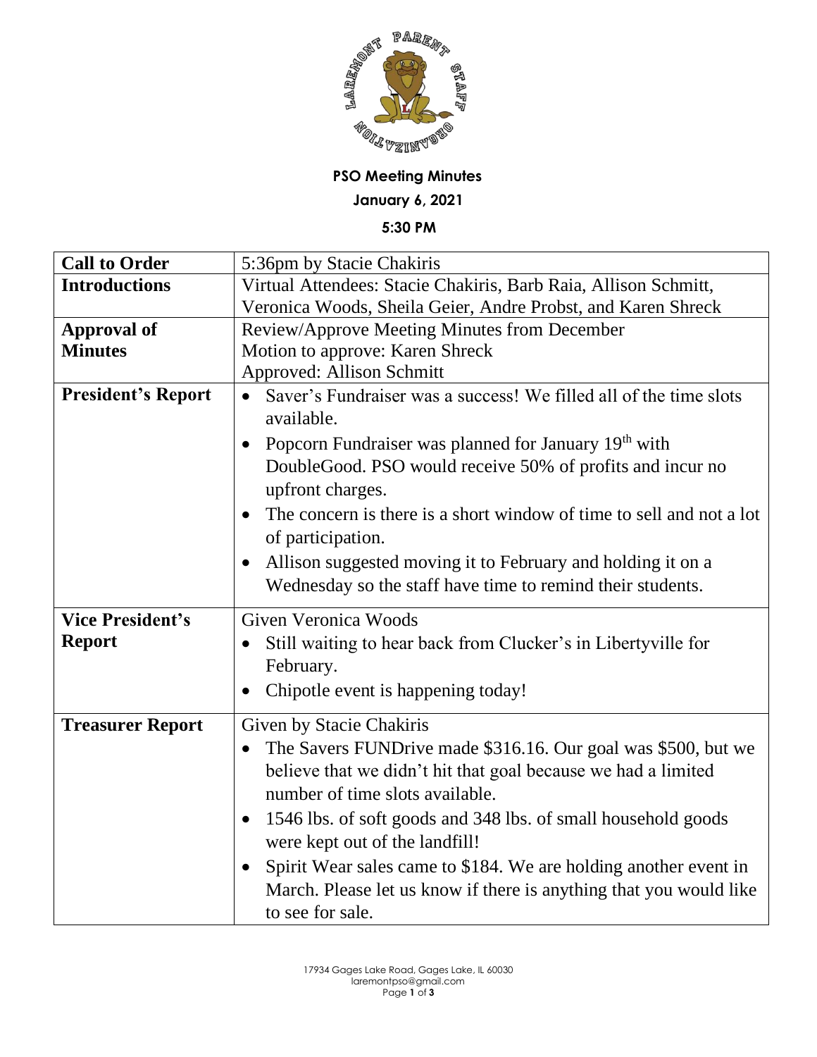**PSO Meeting Minutes**

**January 6, 2021**

**5:30 PM**

| | |
|---|---|
| **Call to Order** | 5:36pm by Stacie Chakiris |
| **Introductions** | Virtual Attendees: Stacie Chakiris, Barb Raia, Allison Schmitt, Veronica Woods, Sheila Geier, Andre Probst, and Karen Shreck |
| **Approval of Minutes** | Review/Approve Meeting Minutes from December<br>Motion to approve: Karen Shreck<br>Approved: Allison Schmitt |
| **President's Report** | • Saver's Fundraiser was a success! We filled all of the time slots available.<br>• Popcorn Fundraiser was planned for January 19th with DoubleGood. PSO would receive 50% of profits and incur no upfront charges.<br>• The concern is there is a short window of time to sell and not a lot of participation.<br>• Allison suggested moving it to February and holding it on a Wednesday so the staff have time to remind their students. |
| **Vice President's Report** | Given Veronica Woods<br>• Still waiting to hear back from Clucker's in Libertyville for February.<br>• Chipotle event is happening today! |
| **Treasurer Report** | Given by Stacie Chakiris<br>• The Savers FUNDrive made $316.16. Our goal was $500, but we believe that we didn't hit that goal because we had a limited number of time slots available.<br>• 1546 lbs. of soft goods and 348 lbs. of small household goods were kept out of the landfill!<br>• Spirit Wear sales came to $184. We are holding another event in March. Please let us know if there is anything that you would like to see for sale. |

17934 Gages Lake Road, Gages Lake, IL 60030
laremontpso@gmail.com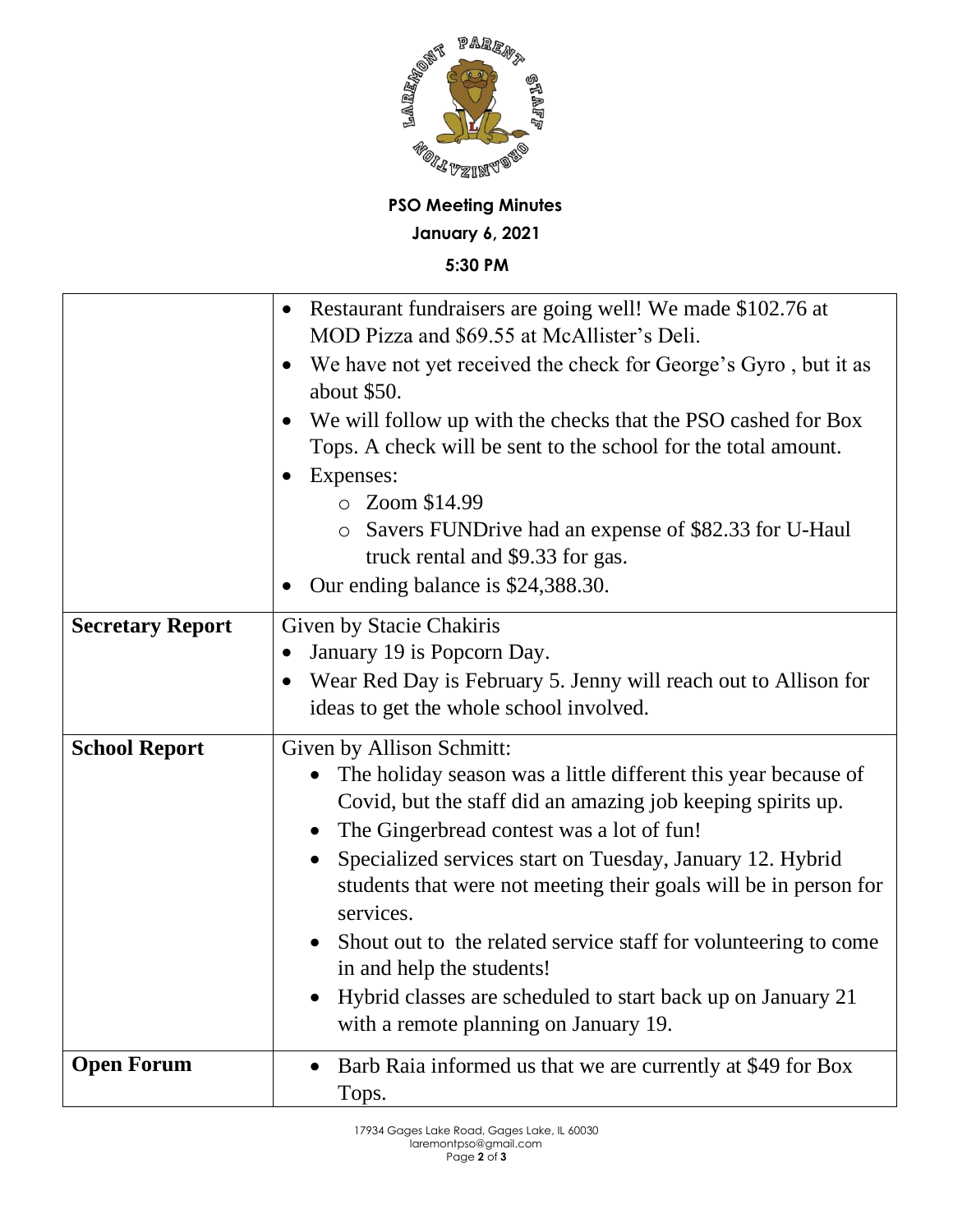**PSO Meeting Minutes**

**January 6, 2021**

**5:30 PM**

| | |
|---|---|
| | • Restaurant fundraisers are going well! We made \$102.76 at MOD Pizza and \$69.55 at McAllister's Deli.<br>• We have not yet received the check for George's Gyro , but it as about \$50.<br>• We will follow up with the checks that the PSO cashed for Box Tops. A check will be sent to the school for the total amount.<br>• Expenses:<br>  ○ Zoom \$14.99<br>  ○ Savers FUNDrive had an expense of \$82.33 for U-Haul truck rental and \$9.33 for gas.<br>• Our ending balance is \$24,388.30. |
| **Secretary Report** | Given by Stacie Chakiris<br>• January 19 is Popcorn Day.<br>• Wear Red Day is February 5. Jenny will reach out to Allison for ideas to get the whole school involved. |
| **School Report** | Given by Allison Schmitt:<br>• The holiday season was a little different this year because of Covid, but the staff did an amazing job keeping spirits up.<br>• The Gingerbread contest was a lot of fun!<br>• Specialized services start on Tuesday, January 12. Hybrid students that were not meeting their goals will be in person for services.<br>• Shout out to the related service staff for volunteering to come in and help the students!<br>• Hybrid classes are scheduled to start back up on January 21 with a remote planning on January 19. |
| **Open Forum** | • Barb Raia informed us that we are currently at \$49 for Box Tops. |

17934 Gages Lake Road, Gages Lake, IL 60030
laremontpso@gmail.com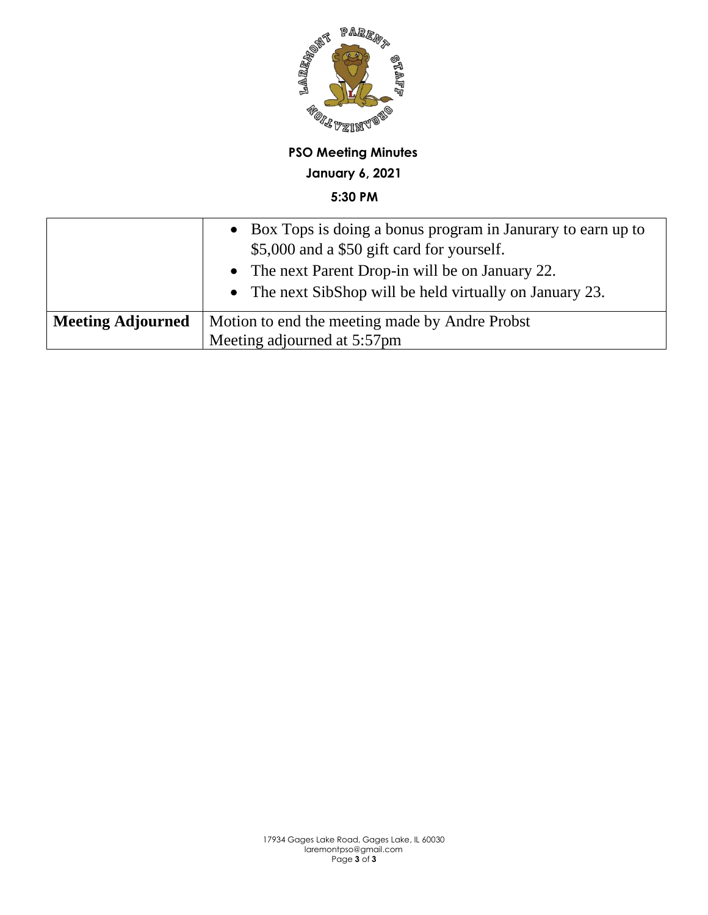**PSO Meeting Minutes**

**January 6, 2021**

**5:30 PM**

| | |
|---|---|
| | • Box Tops is doing a bonus program in Janurary to earn up to $5,000 and a $50 gift card for yourself.<br>• The next Parent Drop-in will be on January 22.<br>• The next SibShop will be held virtually on January 23. |
| **Meeting Adjourned** | Motion to end the meeting made by Andre Probst<br>Meeting adjourned at 5:57pm |

17934 Gages Lake Road, Gages Lake, IL 60030
laremontpso@gmail.com